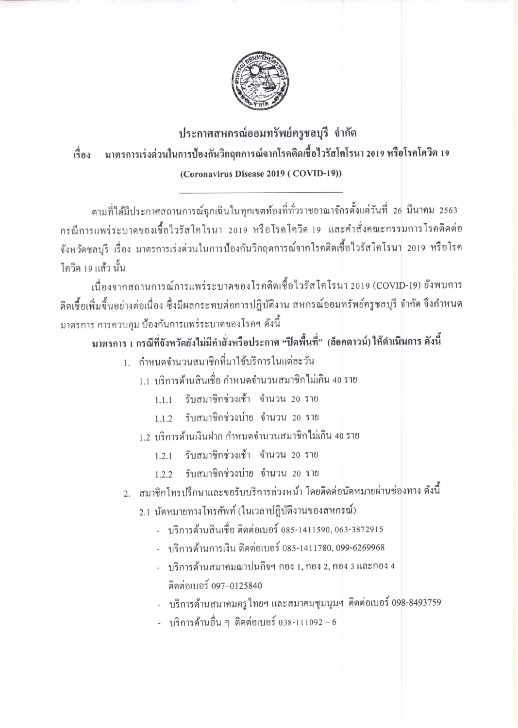# ประกาศสหกรณ์ออมทรัพย์ครูชลบุรี จำกัด

## เรื่อง มาตรการเร่งด่วนในการป้องกันวิกฤตการณ์จากโรคติดเชื้อไวรัสโคโรนา 2019 หรือโรคโควิด 19 (Coronavirus Disease 2019 ( COVID-19))

---

ตามที่ได้มีประกาศสถานการณ์ฉุกเฉินในทุกเขตท้องที่ทั่วราชอาณาจักรตั้งแต่วันที่ 26 มีนาคม 2563 กรณีการแพร่ระบาดของเชื้อไวรัสโคโรนา 2019 หรือโรคโควิด 19 และคำสั่งคณะกรรมการโรคติดต่อจังหวัดชลบุรี เรื่อง มาตรการเร่งด่วนในการป้องกันวิกฤตการณ์จากโรคติดเชื้อไวรัสโคโรนา 2019 หรือโรคโควิด 19 แล้ว นั้น

เนื่องจากสถานการณ์การแพร่ระบาดของโรคติดเชื้อไวรัสโคโรนา 2019 (COVID-19) ยังพบการติดเชื้อเพิ่มขึ้นอย่างต่อเนื่อง ซึ่งมีผลกระทบต่อการปฏิบัติงาน สหกรณ์ออมทรัพย์ครูชลบุรี จำกัด จึงกำหนดมาตรการ การควบคุม ป้องกันการแพร่ระบาดของโรคฯ ดังนี้

**มาตรการ 1 กรณีที่จังหวัดยังไม่มีคำสั่งหรือประกาศ "ปิดพื้นที่" (ล็อคดาวน์) ให้ดำเนินการ ดังนี้**

1. กำหนดจำนวนสมาชิกที่มาใช้บริการในแต่ละวัน
   - 1.1 บริการด้านสินเชื่อ กำหนดจำนวนสมาชิกไม่เกิน 40 ราย
     - 1.1.1 รับสมาชิกช่วงเช้า จำนวน 20 ราย
     - 1.1.2 รับสมาชิกช่วงบ่าย จำนวน 20 ราย
   - 1.2 บริการด้านเงินฝาก กำหนดจำนวนสมาชิกไม่เกิน 40 ราย
     - 1.2.1 รับสมาชิกช่วงเช้า จำนวน 20 ราย
     - 1.2.2 รับสมาชิกช่วงบ่าย จำนวน 20 ราย
2. สมาชิกโทรปรึกษาและขอรับบริการล่วงหน้า โดยติดต่อนัดหมายผ่านช่องทาง ดังนี้
   - 2.1 นัดหมายทางโทรศัพท์ (ในเวลาปฏิบัติงานของสหกรณ์)
     - บริการด้านสินเชื่อ ติดต่อเบอร์ 085-1411590, 063-3872915
     - บริการด้านการเงิน ติดต่อเบอร์ 085-1411780, 099-6269968
     - บริการด้านสมาคมฌาปนกิจฯ กอง 1, กอง 2, กอง 3 และกอง 4 ติดต่อเบอร์ 097–0125840
     - บริการด้านสมาคมครูไทยฯ และสมาคมชุมนุมฯ ติดต่อเบอร์ 098-8493759
     - บริการด้านอื่น ๆ ติดต่อเบอร์ 038-111092 – 6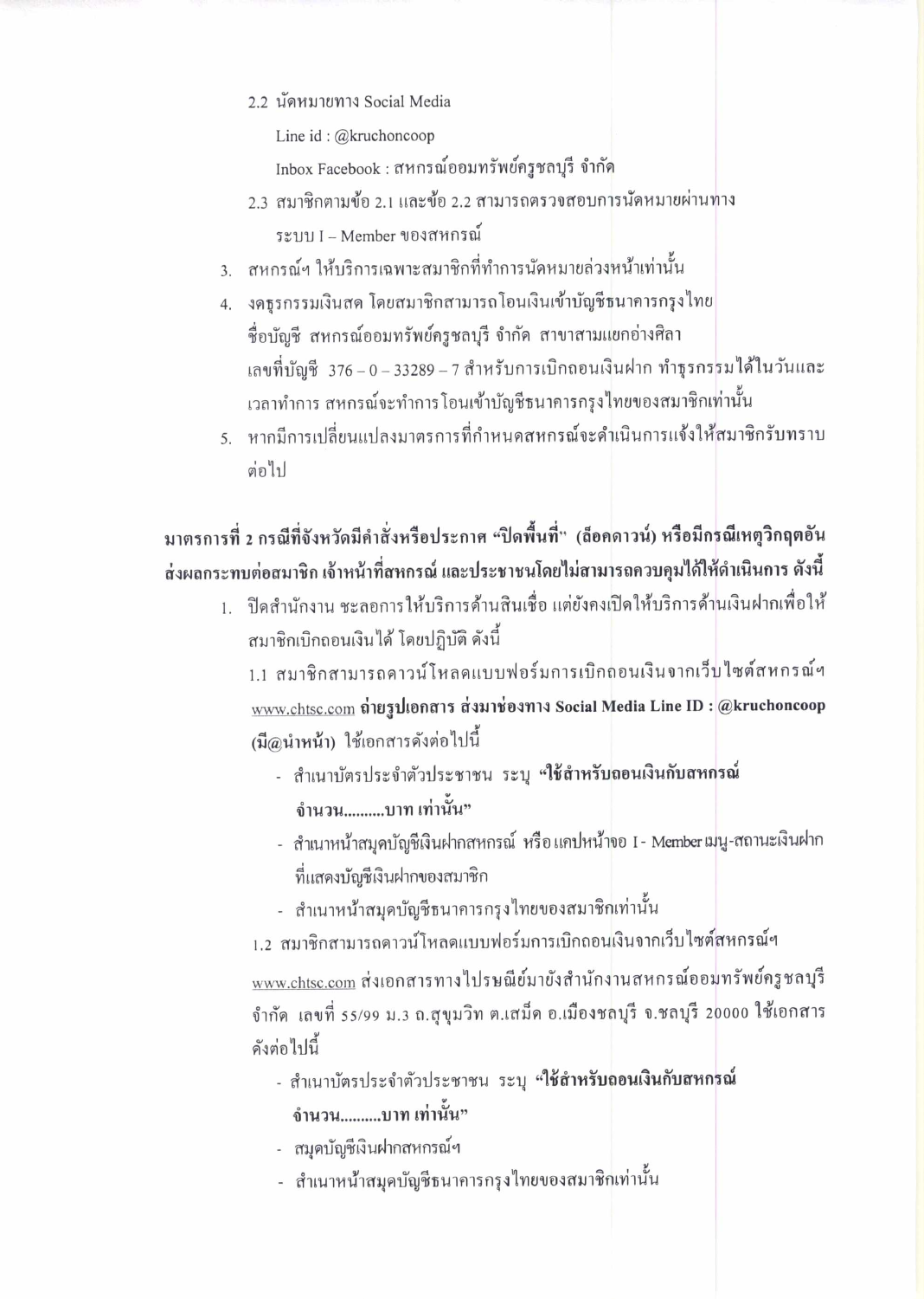2.2 นัดหมายทาง Social Media

Line id : @kruchoncoop

Inbox Facebook : สหกรณ์ออมทรัพย์ครูชลบุรี จำกัด

2.3 สมาชิกตามข้อ 2.1 และข้อ 2.2 สามารถตรวจสอบการนัดหมายผ่านทางระบบ I – Member ของสหกรณ์

3. สหกรณ์ฯ ให้บริการเฉพาะสมาชิกที่ทำการนัดหมายล่วงหน้าเท่านั้น
4. งดธุรกรรมเงินสด โดยสมาชิกสามารถโอนเงินเข้าบัญชีธนาคารกรุงไทย ชื่อบัญชี สหกรณ์ออมทรัพย์ครูชลบุรี จำกัด สาขาสามแยกอ่างศิลา เลขที่บัญชี 376 – 0 – 33289 – 7 สำหรับการเบิกถอนเงินฝาก ทำธุรกรรมได้ในวันและเวลาทำการ สหกรณ์จะทำการโอนเข้าบัญชีธนาคารกรุงไทยของสมาชิกเท่านั้น
5. หากมีการเปลี่ยนแปลงมาตรการที่กำหนดสหกรณ์จะดำเนินการแจ้งให้สมาชิกรับทราบต่อไป

**มาตรการที่ 2 กรณีที่จังหวัดมีคำสั่งหรือประกาศ "ปิดพื้นที่" (ล็อคดาวน์) หรือมีกรณีเหตุวิกฤตอันส่งผลกระทบต่อสมาชิก เจ้าหน้าที่สหกรณ์ และประชาชนโดยไม่สามารถควบคุมได้ให้ดำเนินการ ดังนี้**

1. ปิดสำนักงาน ชะลอการให้บริการด้านสินเชื่อ แต่ยังคงเปิดให้บริการด้านเงินฝากเพื่อให้สมาชิกเบิกถอนเงินได้ โดยปฏิบัติ ดังนี้

   1.1 สมาชิกสามารถดาวน์โหลดแบบฟอร์มการเบิกถอนเงินจากเว็บไซต์สหกรณ์ฯ www.chtsc.com **ถ่ายรูปเอกสาร ส่งมาช่องทาง Social Media Line ID : @kruchoncoop (มี@นำหน้า)** ใช้เอกสารดังต่อไปนี้

   - สำเนาบัตรประจำตัวประชาชน ระบุ **"ใช้สำหรับถอนเงินกับสหกรณ์ จำนวน..........บาท เท่านั้น"**
   - สำเนาหน้าสมุดบัญชีเงินฝากสหกรณ์ หรือแคปหน้าจอ I - Member เมนู-สถานะเงินฝาก ที่แสดงบัญชีเงินฝากของสมาชิก
   - สำเนาหน้าสมุดบัญชีธนาคารกรุงไทยของสมาชิกเท่านั้น

   1.2 สมาชิกสามารถดาวน์โหลดแบบฟอร์มการเบิกถอนเงินจากเว็บไซต์สหกรณ์ฯ www.chtsc.com ส่งเอกสารทางไปรษณีย์มายังสำนักงานสหกรณ์ออมทรัพย์ครูชลบุรี จำกัด เลขที่ 55/99 ม.3 ถ.สุขุมวิท ต.เสม็ด อ.เมืองชลบุรี จ.ชลบุรี 20000 ใช้เอกสารดังต่อไปนี้

   - สำเนาบัตรประจำตัวประชาชน ระบุ **"ใช้สำหรับถอนเงินกับสหกรณ์ จำนวน..........บาท เท่านั้น"**
   - สมุดบัญชีเงินฝากสหกรณ์ฯ
   - สำเนาหน้าสมุดบัญชีธนาคารกรุงไทยของสมาชิกเท่านั้น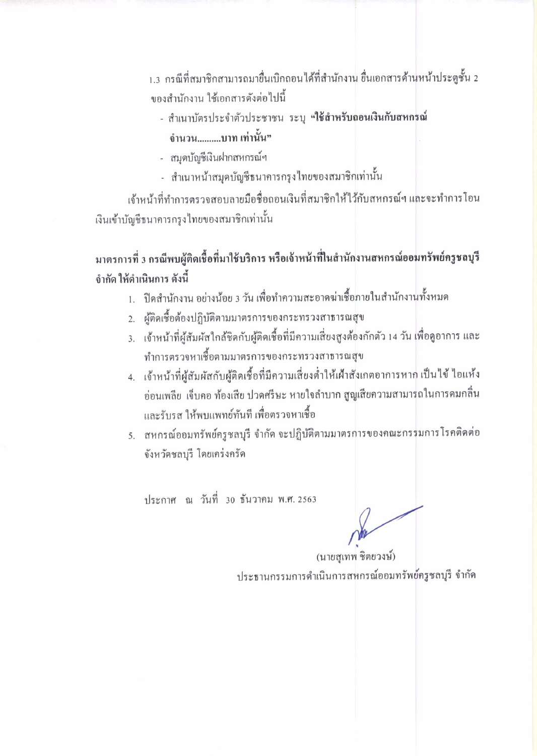1.3 กรณีที่สมาชิกสามารถมายื่นเบิกถอนได้ที่สำนักงาน ยื่นเอกสารด้านหน้าประตูชั้น 2 ของสำนักงาน ใช้เอกสารดังต่อไปนี้

- สำเนาบัตรประจำตัวประชาชน ระบุ **"ใช้สำหรับถอนเงินกับสหกรณ์ จำนวน..........บาท เท่านั้น"**
- สมุดบัญชีเงินฝากสหกรณ์ฯ
- สำเนาหน้าสมุดบัญชีธนาคารกรุงไทยของสมาชิกเท่านั้น

เจ้าหน้าที่ทำการตรวจสอบลายมือชื่อถอนเงินที่สมาชิกให้ไว้กับสหกรณ์ฯ และจะทำการโอนเงินเข้าบัญชีธนาคารกรุงไทยของสมาชิกเท่านั้น

**มาตรการที่ 3 กรณีพบผู้ติดเชื้อที่มาใช้บริการ หรือเจ้าหน้าที่ในสำนักงานสหกรณ์ออมทรัพย์ครูชลบุรี จำกัด ให้ดำเนินการ ดังนี้**

1. ปิดสำนักงาน อย่างน้อย 3 วัน เพื่อทำความสะอาดฆ่าเชื้อภายในสำนักงานทั้งหมด
2. ผู้ติดเชื้อต้องปฏิบัติตามมาตรการของกระทรวงสาธารณสุข
3. เจ้าหน้าที่ผู้สัมผัสใกล้ชิดกับผู้ติดเชื้อที่มีความเสี่ยงสูงต้องกักตัว 14 วัน เพื่อดูอาการ และทำการตรวจหาเชื้อตามมาตรการของกระทรวงสาธารณสุข
4. เจ้าหน้าที่ผู้สัมผัสกับผู้ติดเชื้อที่มีความเสี่ยงต่ำให้เฝ้าสังเกตอาการหาก เป็นไข้ ไอแห้ง อ่อนเพลีย เจ็บคอ ท้องเสีย ปวดศีรษะ หายใจลำบาก สูญเสียความสามารถในการดมกลิ่นและรับรส ให้พบแพทย์ทันที เพื่อตรวจหาเชื้อ
5. สหกรณ์ออมทรัพย์ครูชลบุรี จำกัด จะปฏิบัติตามมาตรการของคณะกรรมการโรคติดต่อจังหวัดชลบุรี โดยเคร่งครัด

ประกาศ ณ วันที่ 30 ธันวาคม พ.ศ. 2563

(นายสุเทพ ชิตยวงษ์)

ประธานกรรมการดำเนินการสหกรณ์ออมทรัพย์ครูชลบุรี จำกัด